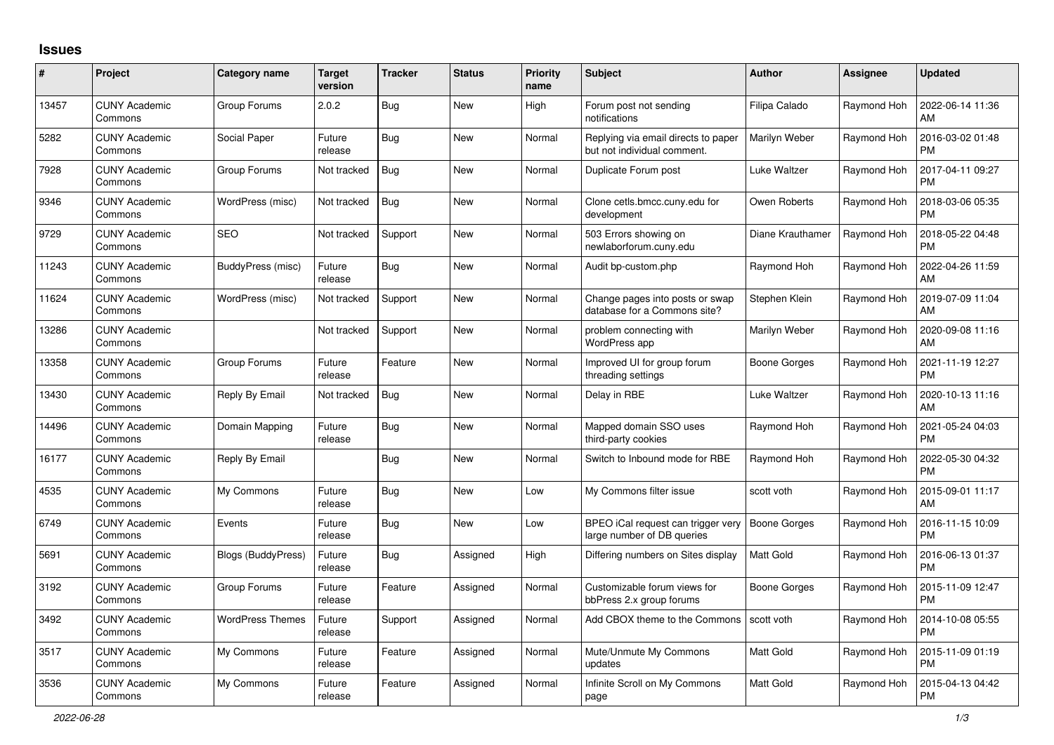# Issues

| # | Project | Category name | Target version | Tracker | Status | Priority name | Subject | Author | Assignee | Updated |
|---|---|---|---|---|---|---|---|---|---|---|
| 13457 | CUNY Academic Commons | Group Forums | 2.0.2 | Bug | New | High | Forum post not sending notifications | Filipa Calado | Raymond Hoh | 2022-06-14 11:36 AM |
| 5282 | CUNY Academic Commons | Social Paper | Future release | Bug | New | Normal | Replying via email directs to paper but not individual comment. | Marilyn Weber | Raymond Hoh | 2016-03-02 01:48 PM |
| 7928 | CUNY Academic Commons | Group Forums | Not tracked | Bug | New | Normal | Duplicate Forum post | Luke Waltzer | Raymond Hoh | 2017-04-11 09:27 PM |
| 9346 | CUNY Academic Commons | WordPress (misc) | Not tracked | Bug | New | Normal | Clone cetls.bmcc.cuny.edu for development | Owen Roberts | Raymond Hoh | 2018-03-06 05:35 PM |
| 9729 | CUNY Academic Commons | SEO | Not tracked | Support | New | Normal | 503 Errors showing on newlaborforum.cuny.edu | Diane Krauthamer | Raymond Hoh | 2018-05-22 04:48 PM |
| 11243 | CUNY Academic Commons | BuddyPress (misc) | Future release | Bug | New | Normal | Audit bp-custom.php | Raymond Hoh | Raymond Hoh | 2022-04-26 11:59 AM |
| 11624 | CUNY Academic Commons | WordPress (misc) | Not tracked | Support | New | Normal | Change pages into posts or swap database for a Commons site? | Stephen Klein | Raymond Hoh | 2019-07-09 11:04 AM |
| 13286 | CUNY Academic Commons | | Not tracked | Support | New | Normal | problem connecting with WordPress app | Marilyn Weber | Raymond Hoh | 2020-09-08 11:16 AM |
| 13358 | CUNY Academic Commons | Group Forums | Future release | Feature | New | Normal | Improved UI for group forum threading settings | Boone Gorges | Raymond Hoh | 2021-11-19 12:27 PM |
| 13430 | CUNY Academic Commons | Reply By Email | Not tracked | Bug | New | Normal | Delay in RBE | Luke Waltzer | Raymond Hoh | 2020-10-13 11:16 AM |
| 14496 | CUNY Academic Commons | Domain Mapping | Future release | Bug | New | Normal | Mapped domain SSO uses third-party cookies | Raymond Hoh | Raymond Hoh | 2021-05-24 04:03 PM |
| 16177 | CUNY Academic Commons | Reply By Email | | Bug | New | Normal | Switch to Inbound mode for RBE | Raymond Hoh | Raymond Hoh | 2022-05-30 04:32 PM |
| 4535 | CUNY Academic Commons | My Commons | Future release | Bug | New | Low | My Commons filter issue | scott voth | Raymond Hoh | 2015-09-01 11:17 AM |
| 6749 | CUNY Academic Commons | Events | Future release | Bug | New | Low | BPEO iCal request can trigger very large number of DB queries | Boone Gorges | Raymond Hoh | 2016-11-15 10:09 PM |
| 5691 | CUNY Academic Commons | Blogs (BuddyPress) | Future release | Bug | Assigned | High | Differing numbers on Sites display | Matt Gold | Raymond Hoh | 2016-06-13 01:37 PM |
| 3192 | CUNY Academic Commons | Group Forums | Future release | Feature | Assigned | Normal | Customizable forum views for bbPress 2.x group forums | Boone Gorges | Raymond Hoh | 2015-11-09 12:47 PM |
| 3492 | CUNY Academic Commons | WordPress Themes | Future release | Support | Assigned | Normal | Add CBOX theme to the Commons | scott voth | Raymond Hoh | 2014-10-08 05:55 PM |
| 3517 | CUNY Academic Commons | My Commons | Future release | Feature | Assigned | Normal | Mute/Unmute My Commons updates | Matt Gold | Raymond Hoh | 2015-11-09 01:19 PM |
| 3536 | CUNY Academic Commons | My Commons | Future release | Feature | Assigned | Normal | Infinite Scroll on My Commons page | Matt Gold | Raymond Hoh | 2015-04-13 04:42 PM |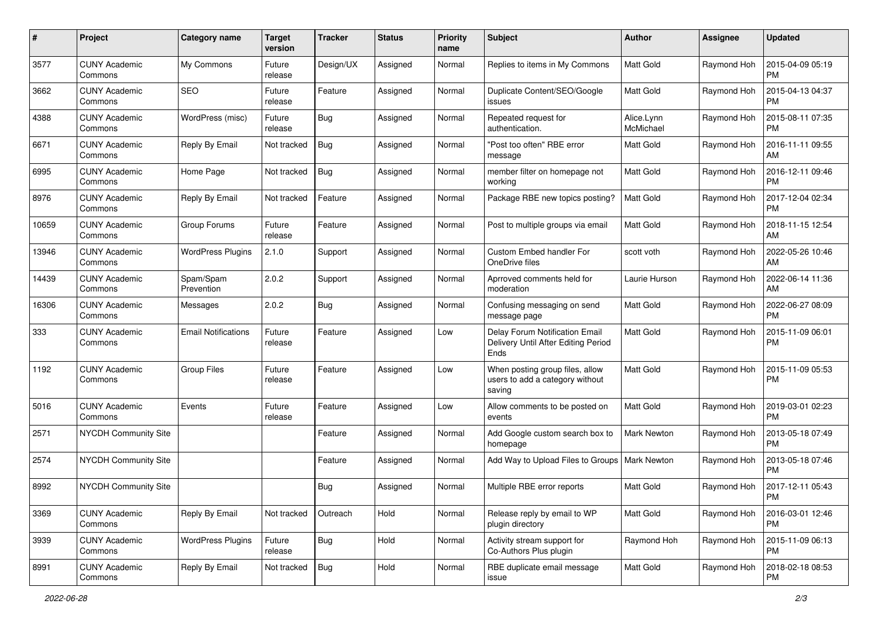| # | Project | Category name | Target version | Tracker | Status | Priority name | Subject | Author | Assignee | Updated |
|---|---|---|---|---|---|---|---|---|---|---|
| 3577 | CUNY Academic Commons | My Commons | Future release | Design/UX | Assigned | Normal | Replies to items in My Commons | Matt Gold | Raymond Hoh | 2015-04-09 05:19 PM |
| 3662 | CUNY Academic Commons | SEO | Future release | Feature | Assigned | Normal | Duplicate Content/SEO/Google issues | Matt Gold | Raymond Hoh | 2015-04-13 04:37 PM |
| 4388 | CUNY Academic Commons | WordPress (misc) | Future release | Bug | Assigned | Normal | Repeated request for authentication. | Alice.Lynn McMichael | Raymond Hoh | 2015-08-11 07:35 PM |
| 6671 | CUNY Academic Commons | Reply By Email | Not tracked | Bug | Assigned | Normal | "Post too often" RBE error message | Matt Gold | Raymond Hoh | 2016-11-11 09:55 AM |
| 6995 | CUNY Academic Commons | Home Page | Not tracked | Bug | Assigned | Normal | member filter on homepage not working | Matt Gold | Raymond Hoh | 2016-12-11 09:46 PM |
| 8976 | CUNY Academic Commons | Reply By Email | Not tracked | Feature | Assigned | Normal | Package RBE new topics posting? | Matt Gold | Raymond Hoh | 2017-12-04 02:34 PM |
| 10659 | CUNY Academic Commons | Group Forums | Future release | Feature | Assigned | Normal | Post to multiple groups via email | Matt Gold | Raymond Hoh | 2018-11-15 12:54 AM |
| 13946 | CUNY Academic Commons | WordPress Plugins | 2.1.0 | Support | Assigned | Normal | Custom Embed handler For OneDrive files | scott voth | Raymond Hoh | 2022-05-26 10:46 AM |
| 14439 | CUNY Academic Commons | Spam/Spam Prevention | 2.0.2 | Support | Assigned | Normal | Aprroved comments held for moderation | Laurie Hurson | Raymond Hoh | 2022-06-14 11:36 AM |
| 16306 | CUNY Academic Commons | Messages | 2.0.2 | Bug | Assigned | Normal | Confusing messaging on send message page | Matt Gold | Raymond Hoh | 2022-06-27 08:09 PM |
| 333 | CUNY Academic Commons | Email Notifications | Future release | Feature | Assigned | Low | Delay Forum Notification Email Delivery Until After Editing Period Ends | Matt Gold | Raymond Hoh | 2015-11-09 06:01 PM |
| 1192 | CUNY Academic Commons | Group Files | Future release | Feature | Assigned | Low | When posting group files, allow users to add a category without saving | Matt Gold | Raymond Hoh | 2015-11-09 05:53 PM |
| 5016 | CUNY Academic Commons | Events | Future release | Feature | Assigned | Low | Allow comments to be posted on events | Matt Gold | Raymond Hoh | 2019-03-01 02:23 PM |
| 2571 | NYCDH Community Site | | | Feature | Assigned | Normal | Add Google custom search box to homepage | Mark Newton | Raymond Hoh | 2013-05-18 07:49 PM |
| 2574 | NYCDH Community Site | | | Feature | Assigned | Normal | Add Way to Upload Files to Groups | Mark Newton | Raymond Hoh | 2013-05-18 07:46 PM |
| 8992 | NYCDH Community Site | | | Bug | Assigned | Normal | Multiple RBE error reports | Matt Gold | Raymond Hoh | 2017-12-11 05:43 PM |
| 3369 | CUNY Academic Commons | Reply By Email | Not tracked | Outreach | Hold | Normal | Release reply by email to WP plugin directory | Matt Gold | Raymond Hoh | 2016-03-01 12:46 PM |
| 3939 | CUNY Academic Commons | WordPress Plugins | Future release | Bug | Hold | Normal | Activity stream support for Co-Authors Plus plugin | Raymond Hoh | Raymond Hoh | 2015-11-09 06:13 PM |
| 8991 | CUNY Academic Commons | Reply By Email | Not tracked | Bug | Hold | Normal | RBE duplicate email message issue | Matt Gold | Raymond Hoh | 2018-02-18 08:53 PM |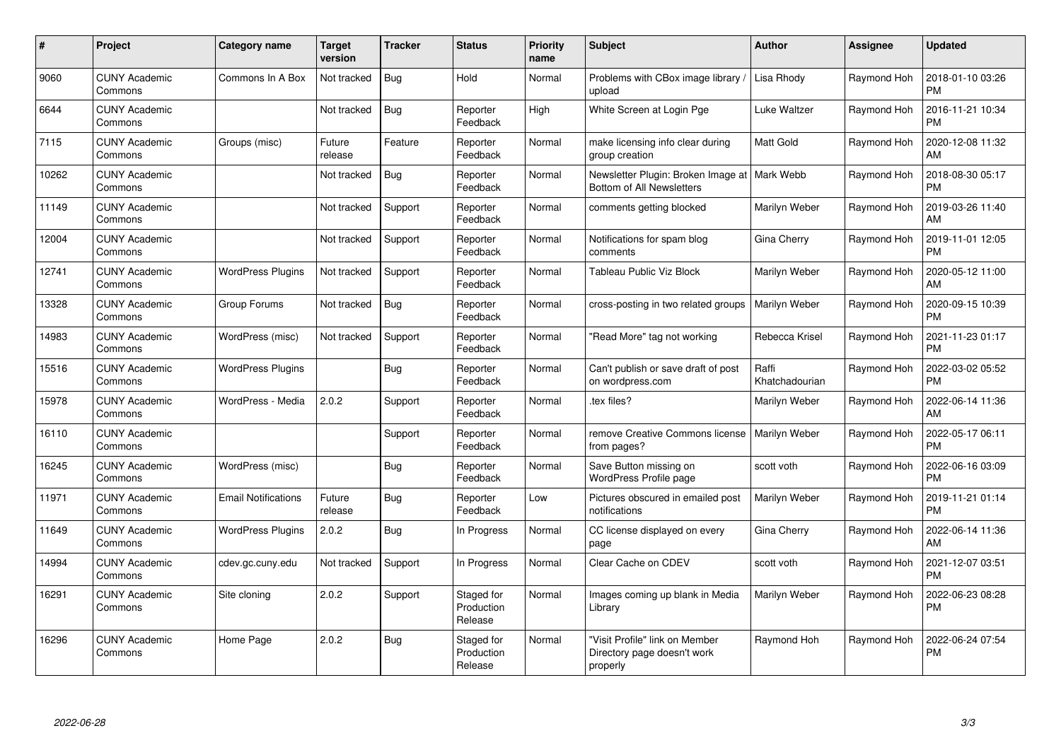| # | Project | Category name | Target version | Tracker | Status | Priority name | Subject | Author | Assignee | Updated |
|---|---|---|---|---|---|---|---|---|---|---|
| 9060 | CUNY Academic Commons | Commons In A Box | Not tracked | Bug | Hold | Normal | Problems with CBox image library / upload | Lisa Rhody | Raymond Hoh | 2018-01-10 03:26 PM |
| 6644 | CUNY Academic Commons | | Not tracked | Bug | Reporter Feedback | High | White Screen at Login Pge | Luke Waltzer | Raymond Hoh | 2016-11-21 10:34 PM |
| 7115 | CUNY Academic Commons | Groups (misc) | Future release | Feature | Reporter Feedback | Normal | make licensing info clear during group creation | Matt Gold | Raymond Hoh | 2020-12-08 11:32 AM |
| 10262 | CUNY Academic Commons | | Not tracked | Bug | Reporter Feedback | Normal | Newsletter Plugin: Broken Image at Bottom of All Newsletters | Mark Webb | Raymond Hoh | 2018-08-30 05:17 PM |
| 11149 | CUNY Academic Commons | | Not tracked | Support | Reporter Feedback | Normal | comments getting blocked | Marilyn Weber | Raymond Hoh | 2019-03-26 11:40 AM |
| 12004 | CUNY Academic Commons | | Not tracked | Support | Reporter Feedback | Normal | Notifications for spam blog comments | Gina Cherry | Raymond Hoh | 2019-11-01 12:05 PM |
| 12741 | CUNY Academic Commons | WordPress Plugins | Not tracked | Support | Reporter Feedback | Normal | Tableau Public Viz Block | Marilyn Weber | Raymond Hoh | 2020-05-12 11:00 AM |
| 13328 | CUNY Academic Commons | Group Forums | Not tracked | Bug | Reporter Feedback | Normal | cross-posting in two related groups | Marilyn Weber | Raymond Hoh | 2020-09-15 10:39 PM |
| 14983 | CUNY Academic Commons | WordPress (misc) | Not tracked | Support | Reporter Feedback | Normal | "Read More" tag not working | Rebecca Krisel | Raymond Hoh | 2021-11-23 01:17 PM |
| 15516 | CUNY Academic Commons | WordPress Plugins | | Bug | Reporter Feedback | Normal | Can't publish or save draft of post on wordpress.com | Raffi Khatchadourian | Raymond Hoh | 2022-03-02 05:52 PM |
| 15978 | CUNY Academic Commons | WordPress - Media | 2.0.2 | Support | Reporter Feedback | Normal | .tex files? | Marilyn Weber | Raymond Hoh | 2022-06-14 11:36 AM |
| 16110 | CUNY Academic Commons | | | Support | Reporter Feedback | Normal | remove Creative Commons license from pages? | Marilyn Weber | Raymond Hoh | 2022-05-17 06:11 PM |
| 16245 | CUNY Academic Commons | WordPress (misc) | | Bug | Reporter Feedback | Normal | Save Button missing on WordPress Profile page | scott voth | Raymond Hoh | 2022-06-16 03:09 PM |
| 11971 | CUNY Academic Commons | Email Notifications | Future release | Bug | Reporter Feedback | Low | Pictures obscured in emailed post notifications | Marilyn Weber | Raymond Hoh | 2019-11-21 01:14 PM |
| 11649 | CUNY Academic Commons | WordPress Plugins | 2.0.2 | Bug | In Progress | Normal | CC license displayed on every page | Gina Cherry | Raymond Hoh | 2022-06-14 11:36 AM |
| 14994 | CUNY Academic Commons | cdev.gc.cuny.edu | Not tracked | Support | In Progress | Normal | Clear Cache on CDEV | scott voth | Raymond Hoh | 2021-12-07 03:51 PM |
| 16291 | CUNY Academic Commons | Site cloning | 2.0.2 | Support | Staged for Production Release | Normal | Images coming up blank in Media Library | Marilyn Weber | Raymond Hoh | 2022-06-23 08:28 PM |
| 16296 | CUNY Academic Commons | Home Page | 2.0.2 | Bug | Staged for Production Release | Normal | "Visit Profile" link on Member Directory page doesn't work properly | Raymond Hoh | Raymond Hoh | 2022-06-24 07:54 PM |